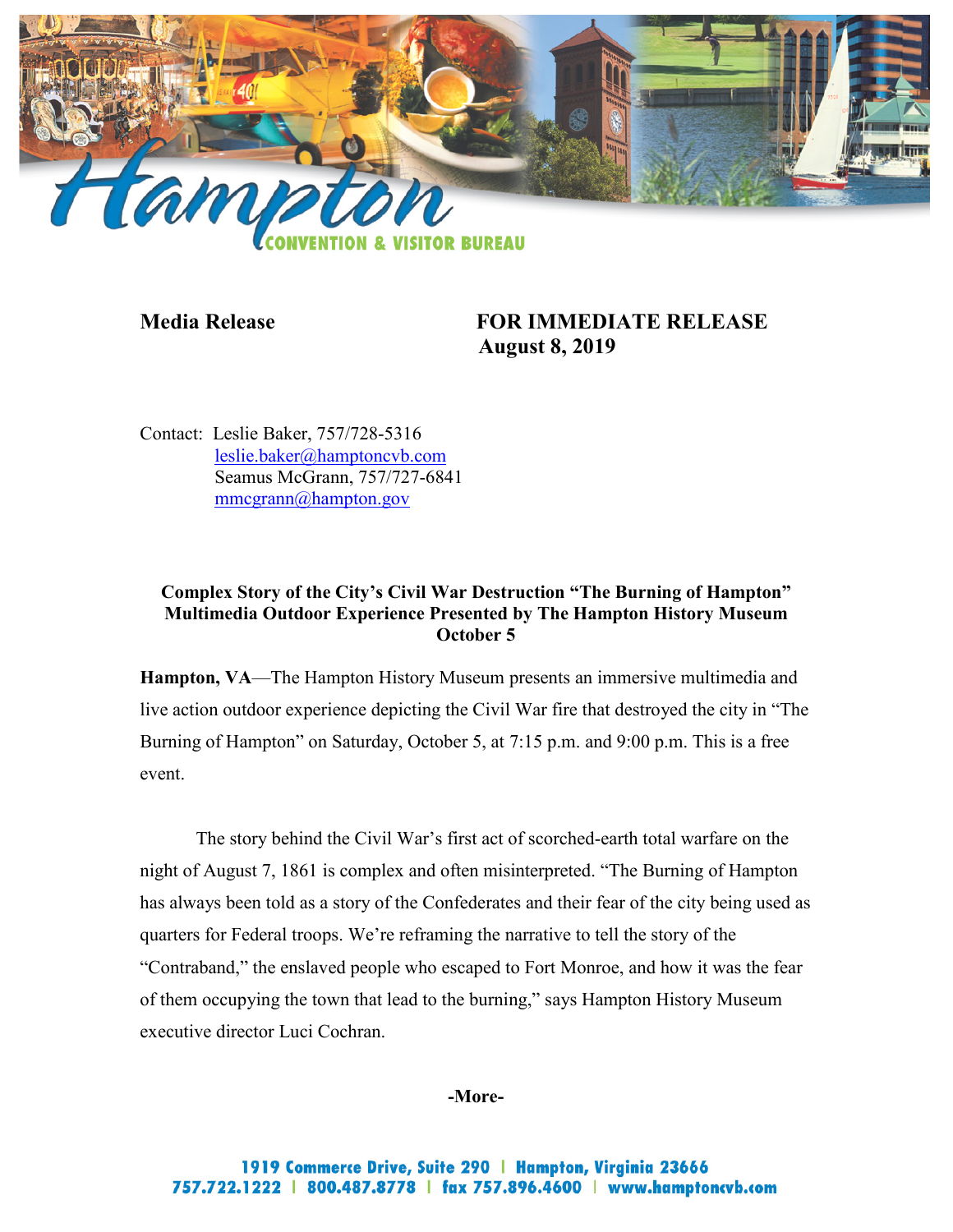**Media Release** **FOR IMMEDIATE RELEASE**
**August 8, 2019**

Contact: Leslie Baker, 757/728-5316
leslie.baker@hamptoncvb.com
Seamus McGrann, 757/727-6841
mmcgrann@hampton.gov

**Complex Story of the City's Civil War Destruction "The Burning of Hampton" Multimedia Outdoor Experience Presented by The Hampton History Museum October 5**

**Hampton, VA**—The Hampton History Museum presents an immersive multimedia and live action outdoor experience depicting the Civil War fire that destroyed the city in "The Burning of Hampton" on Saturday, October 5, at 7:15 p.m. and 9:00 p.m. This is a free event.

The story behind the Civil War's first act of scorched-earth total warfare on the night of August 7, 1861 is complex and often misinterpreted. "The Burning of Hampton has always been told as a story of the Confederates and their fear of the city being used as quarters for Federal troops. We're reframing the narrative to tell the story of the "Contraband," the enslaved people who escaped to Fort Monroe, and how it was the fear of them occupying the town that lead to the burning," says Hampton History Museum executive director Luci Cochran.

**-More-**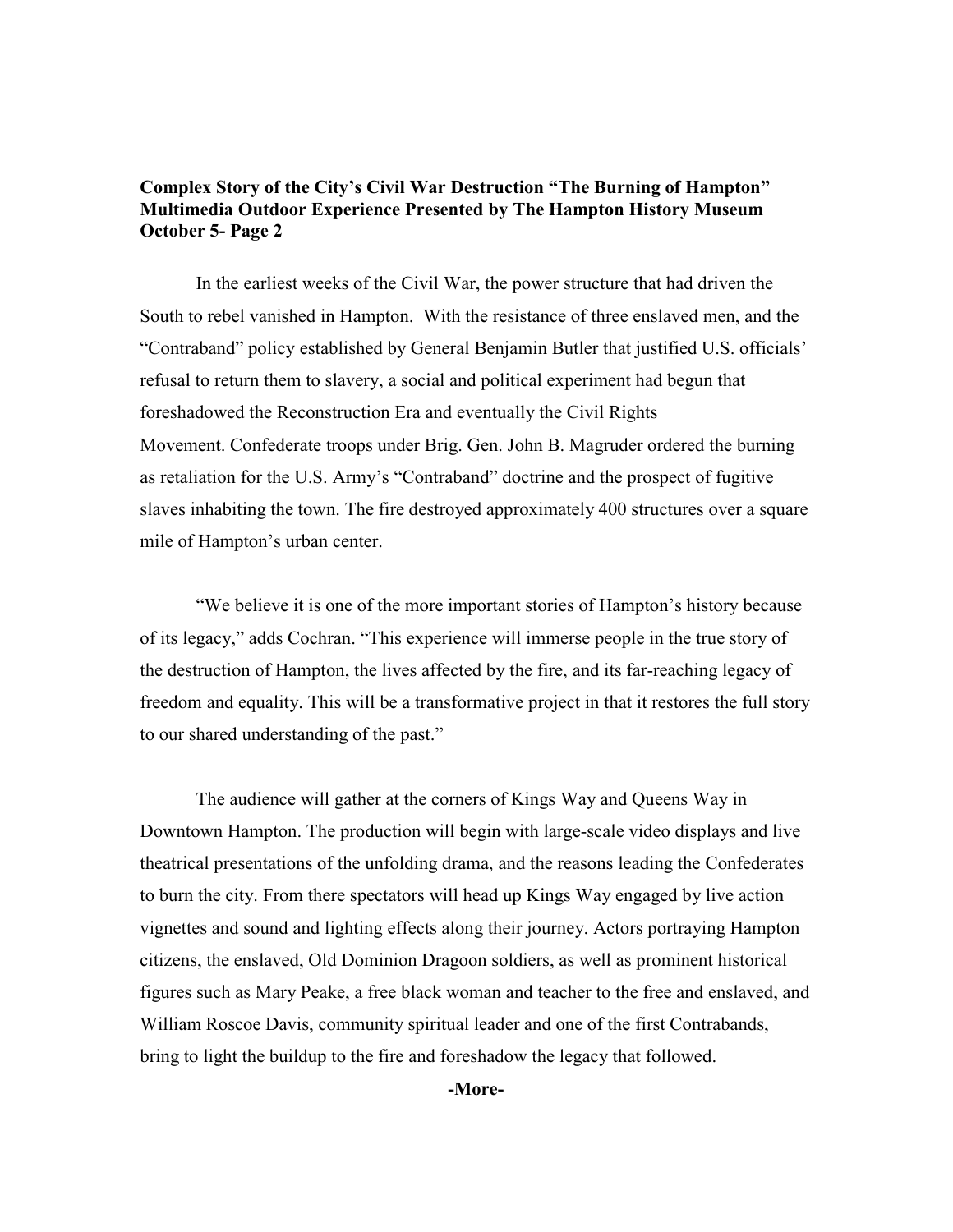**Complex Story of the City's Civil War Destruction "The Burning of Hampton" Multimedia Outdoor Experience Presented by The Hampton History Museum October 5- Page 2**

In the earliest weeks of the Civil War, the power structure that had driven the South to rebel vanished in Hampton. With the resistance of three enslaved men, and the "Contraband" policy established by General Benjamin Butler that justified U.S. officials' refusal to return them to slavery, a social and political experiment had begun that foreshadowed the Reconstruction Era and eventually the Civil Rights Movement. Confederate troops under Brig. Gen. John B. Magruder ordered the burning as retaliation for the U.S. Army's "Contraband" doctrine and the prospect of fugitive slaves inhabiting the town. The fire destroyed approximately 400 structures over a square mile of Hampton's urban center.

"We believe it is one of the more important stories of Hampton's history because of its legacy," adds Cochran. "This experience will immerse people in the true story of the destruction of Hampton, the lives affected by the fire, and its far-reaching legacy of freedom and equality. This will be a transformative project in that it restores the full story to our shared understanding of the past."

The audience will gather at the corners of Kings Way and Queens Way in Downtown Hampton. The production will begin with large-scale video displays and live theatrical presentations of the unfolding drama, and the reasons leading the Confederates to burn the city. From there spectators will head up Kings Way engaged by live action vignettes and sound and lighting effects along their journey. Actors portraying Hampton citizens, the enslaved, Old Dominion Dragoon soldiers, as well as prominent historical figures such as Mary Peake, a free black woman and teacher to the free and enslaved, and William Roscoe Davis, community spiritual leader and one of the first Contrabands, bring to light the buildup to the fire and foreshadow the legacy that followed.

**-More-**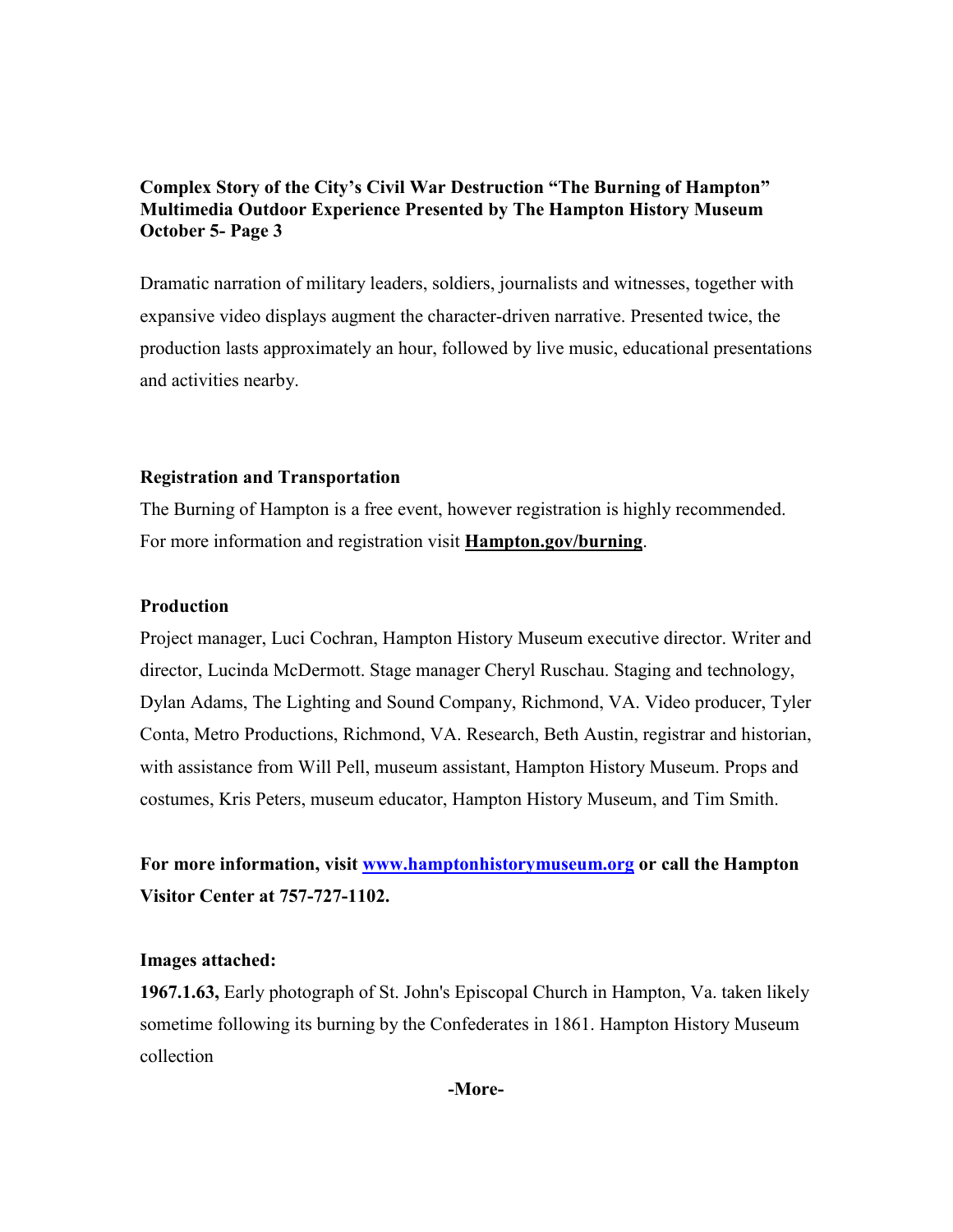**Complex Story of the City's Civil War Destruction "The Burning of Hampton" Multimedia Outdoor Experience Presented by The Hampton History Museum October 5- Page 3**

Dramatic narration of military leaders, soldiers, journalists and witnesses, together with expansive video displays augment the character-driven narrative. Presented twice, the production lasts approximately an hour, followed by live music, educational presentations and activities nearby.

**Registration and Transportation**

The Burning of Hampton is a free event, however registration is highly recommended. For more information and registration visit **Hampton.gov/burning**.

**Production**

Project manager, Luci Cochran, Hampton History Museum executive director. Writer and director, Lucinda McDermott. Stage manager Cheryl Ruschau. Staging and technology, Dylan Adams, The Lighting and Sound Company, Richmond, VA. Video producer, Tyler Conta, Metro Productions, Richmond, VA. Research, Beth Austin, registrar and historian, with assistance from Will Pell, museum assistant, Hampton History Museum. Props and costumes, Kris Peters, museum educator, Hampton History Museum, and Tim Smith.

**For more information, visit www.hamptonhistorymuseum.org or call the Hampton Visitor Center at 757-727-1102.**

**Images attached:**

**1967.1.63,** Early photograph of St. John's Episcopal Church in Hampton, Va. taken likely sometime following its burning by the Confederates in 1861. Hampton History Museum collection

**-More-**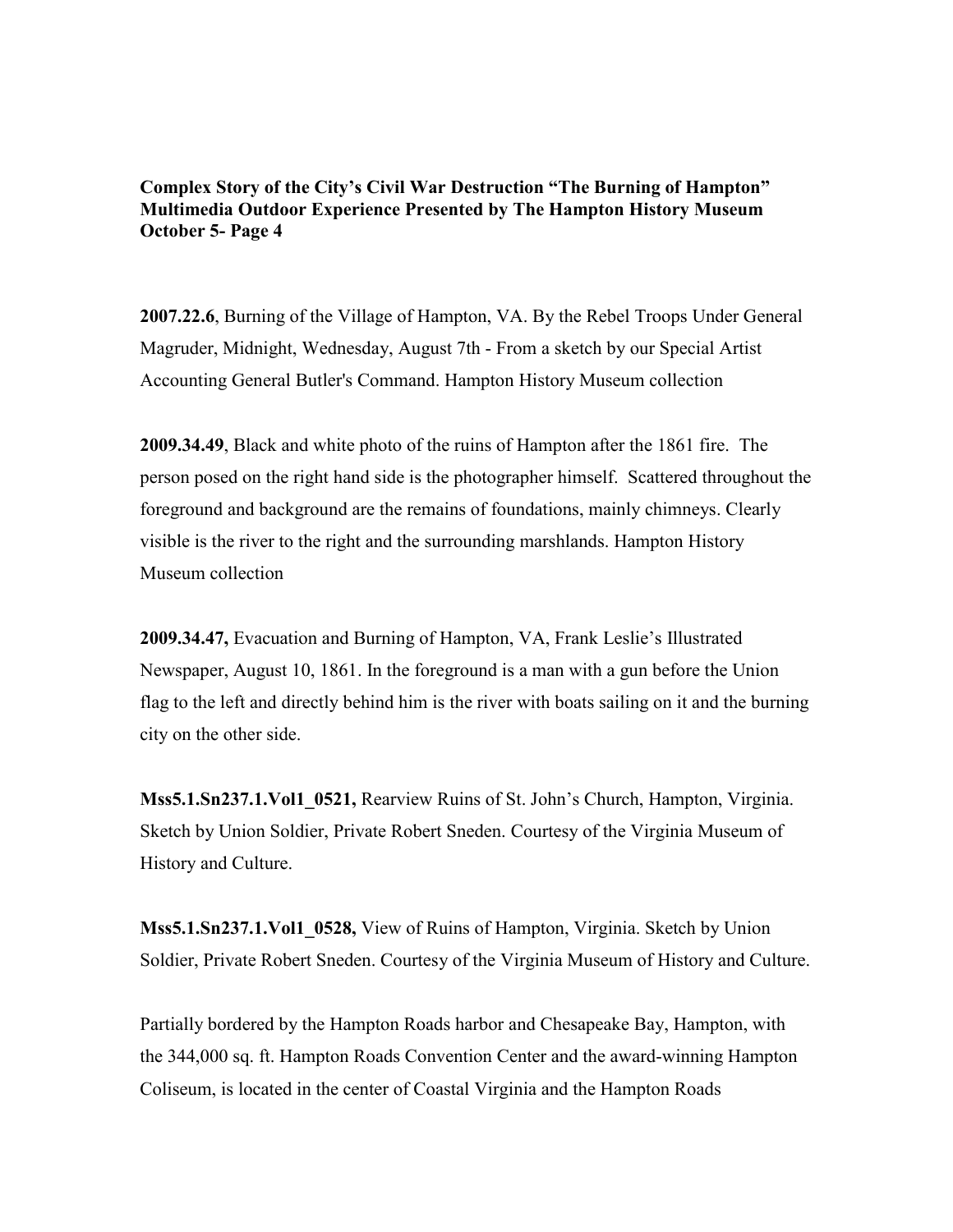**Complex Story of the City's Civil War Destruction "The Burning of Hampton" Multimedia Outdoor Experience Presented by The Hampton History Museum October 5- Page 4**

**2007.22.6**, Burning of the Village of Hampton, VA. By the Rebel Troops Under General Magruder, Midnight, Wednesday, August 7th - From a sketch by our Special Artist Accounting General Butler's Command. Hampton History Museum collection

**2009.34.49**, Black and white photo of the ruins of Hampton after the 1861 fire. The person posed on the right hand side is the photographer himself. Scattered throughout the foreground and background are the remains of foundations, mainly chimneys. Clearly visible is the river to the right and the surrounding marshlands. Hampton History Museum collection

**2009.34.47,** Evacuation and Burning of Hampton, VA, Frank Leslie's Illustrated Newspaper, August 10, 1861. In the foreground is a man with a gun before the Union flag to the left and directly behind him is the river with boats sailing on it and the burning city on the other side.

**Mss5.1.Sn237.1.Vol1_0521,** Rearview Ruins of St. John's Church, Hampton, Virginia. Sketch by Union Soldier, Private Robert Sneden. Courtesy of the Virginia Museum of History and Culture.

**Mss5.1.Sn237.1.Vol1_0528,** View of Ruins of Hampton, Virginia. Sketch by Union Soldier, Private Robert Sneden. Courtesy of the Virginia Museum of History and Culture.

Partially bordered by the Hampton Roads harbor and Chesapeake Bay, Hampton, with the 344,000 sq. ft. Hampton Roads Convention Center and the award-winning Hampton Coliseum, is located in the center of Coastal Virginia and the Hampton Roads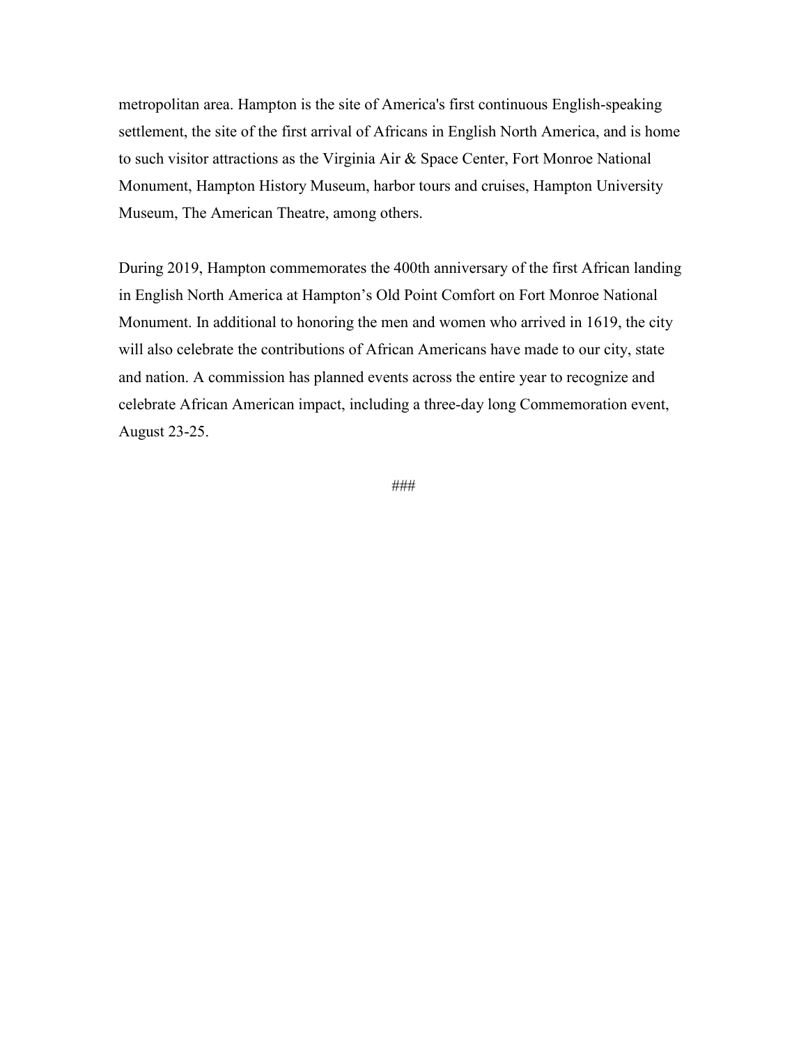metropolitan area. Hampton is the site of America's first continuous English-speaking settlement, the site of the first arrival of Africans in English North America, and is home to such visitor attractions as the Virginia Air & Space Center, Fort Monroe National Monument, Hampton History Museum, harbor tours and cruises, Hampton University Museum, The American Theatre, among others.

During 2019, Hampton commemorates the 400th anniversary of the first African landing in English North America at Hampton's Old Point Comfort on Fort Monroe National Monument. In additional to honoring the men and women who arrived in 1619, the city will also celebrate the contributions of African Americans have made to our city, state and nation. A commission has planned events across the entire year to recognize and celebrate African American impact, including a three-day long Commemoration event, August 23-25.

###